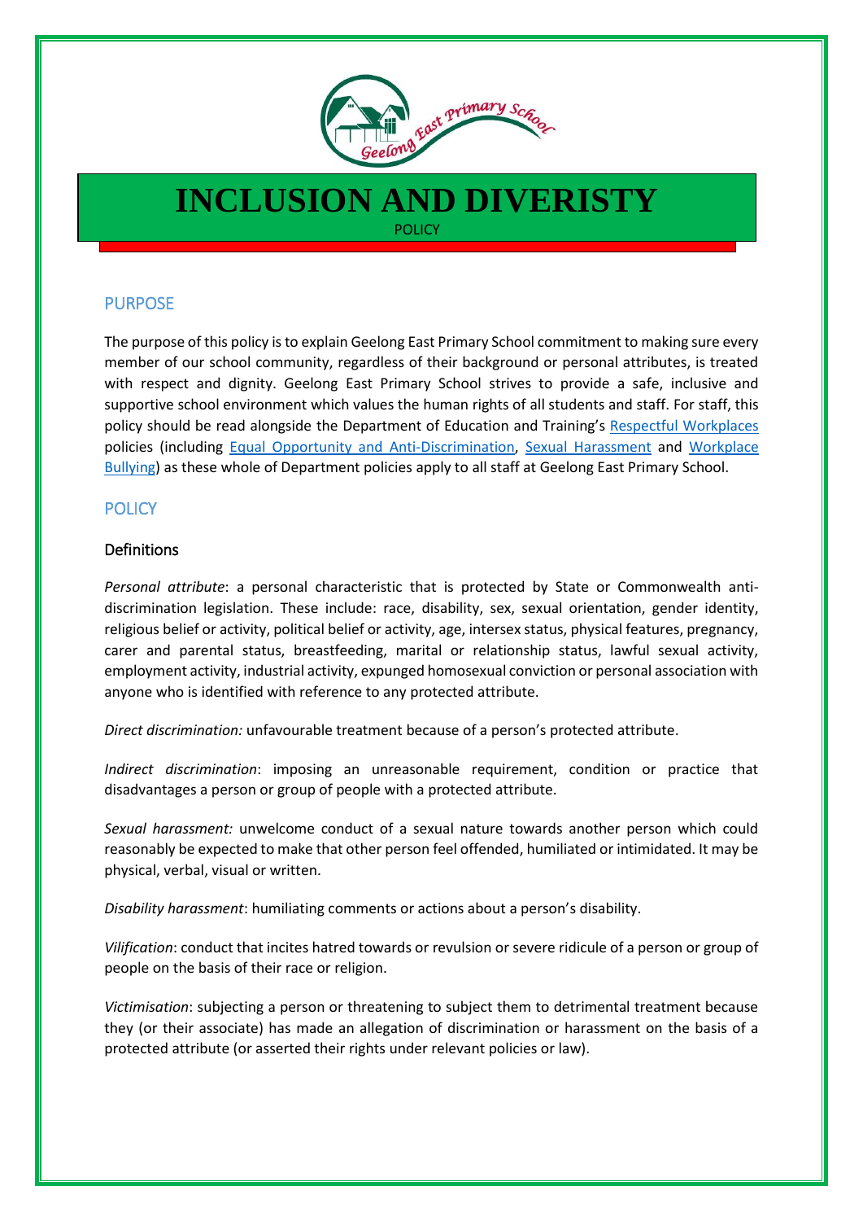# INCLUSION AND DIVERISTY

POLICY

## PURPOSE

The purpose of this policy is to explain Geelong East Primary School commitment to making sure every member of our school community, regardless of their background or personal attributes, is treated with respect and dignity. Geelong East Primary School strives to provide a safe, inclusive and supportive school environment which values the human rights of all students and staff. For staff, this policy should be read alongside the Department of Education and Training's [Respectful Workplaces] policies (including [Equal Opportunity and Anti-Discrimination], [Sexual Harassment] and [Workplace Bullying]) as these whole of Department policies apply to all staff at Geelong East Primary School.

## POLICY

### Definitions

*Personal attribute*: a personal characteristic that is protected by State or Commonwealth anti-discrimination legislation. These include: race, disability, sex, sexual orientation, gender identity, religious belief or activity, political belief or activity, age, intersex status, physical features, pregnancy, carer and parental status, breastfeeding, marital or relationship status, lawful sexual activity, employment activity, industrial activity, expunged homosexual conviction or personal association with anyone who is identified with reference to any protected attribute.

*Direct discrimination:* unfavourable treatment because of a person's protected attribute.

*Indirect discrimination*: imposing an unreasonable requirement, condition or practice that disadvantages a person or group of people with a protected attribute.

*Sexual harassment:* unwelcome conduct of a sexual nature towards another person which could reasonably be expected to make that other person feel offended, humiliated or intimidated. It may be physical, verbal, visual or written.

*Disability harassment*: humiliating comments or actions about a person's disability.

*Vilification*: conduct that incites hatred towards or revulsion or severe ridicule of a person or group of people on the basis of their race or religion.

*Victimisation*: subjecting a person or threatening to subject them to detrimental treatment because they (or their associate) has made an allegation of discrimination or harassment on the basis of a protected attribute (or asserted their rights under relevant policies or law).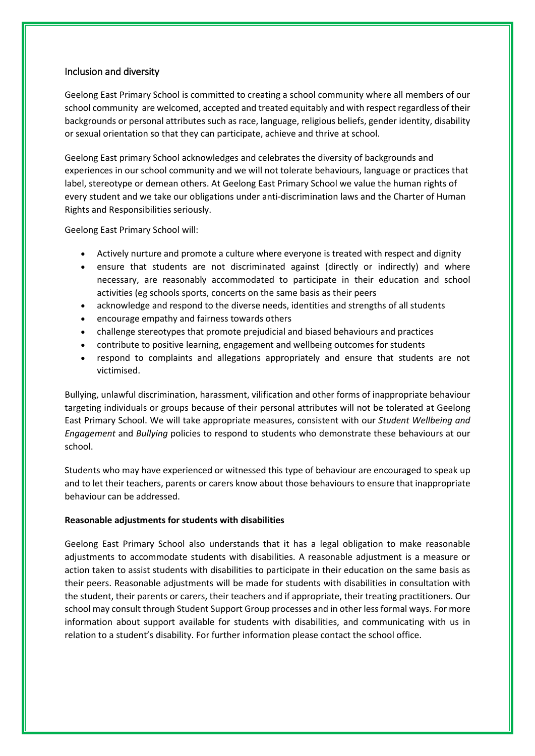## Inclusion and diversity

Geelong East Primary School is committed to creating a school community where all members of our school community are welcomed, accepted and treated equitably and with respect regardless of their backgrounds or personal attributes such as race, language, religious beliefs, gender identity, disability or sexual orientation so that they can participate, achieve and thrive at school.

Geelong East primary School acknowledges and celebrates the diversity of backgrounds and experiences in our school community and we will not tolerate behaviours, language or practices that label, stereotype or demean others. At Geelong East Primary School we value the human rights of every student and we take our obligations under anti-discrimination laws and the Charter of Human Rights and Responsibilities seriously.

Geelong East Primary School will:

- Actively nurture and promote a culture where everyone is treated with respect and dignity
- ensure that students are not discriminated against (directly or indirectly) and where necessary, are reasonably accommodated to participate in their education and school activities (eg schools sports, concerts on the same basis as their peers
- acknowledge and respond to the diverse needs, identities and strengths of all students
- encourage empathy and fairness towards others
- challenge stereotypes that promote prejudicial and biased behaviours and practices
- contribute to positive learning, engagement and wellbeing outcomes for students
- respond to complaints and allegations appropriately and ensure that students are not victimised.

Bullying, unlawful discrimination, harassment, vilification and other forms of inappropriate behaviour targeting individuals or groups because of their personal attributes will not be tolerated at Geelong East Primary School. We will take appropriate measures, consistent with our *Student Wellbeing and Engagement* and *Bullying* policies to respond to students who demonstrate these behaviours at our school.

Students who may have experienced or witnessed this type of behaviour are encouraged to speak up and to let their teachers, parents or carers know about those behaviours to ensure that inappropriate behaviour can be addressed.

**Reasonable adjustments for students with disabilities**

Geelong East Primary School also understands that it has a legal obligation to make reasonable adjustments to accommodate students with disabilities. A reasonable adjustment is a measure or action taken to assist students with disabilities to participate in their education on the same basis as their peers. Reasonable adjustments will be made for students with disabilities in consultation with the student, their parents or carers, their teachers and if appropriate, their treating practitioners. Our school may consult through Student Support Group processes and in other less formal ways. For more information about support available for students with disabilities, and communicating with us in relation to a student's disability. For further information please contact the school office.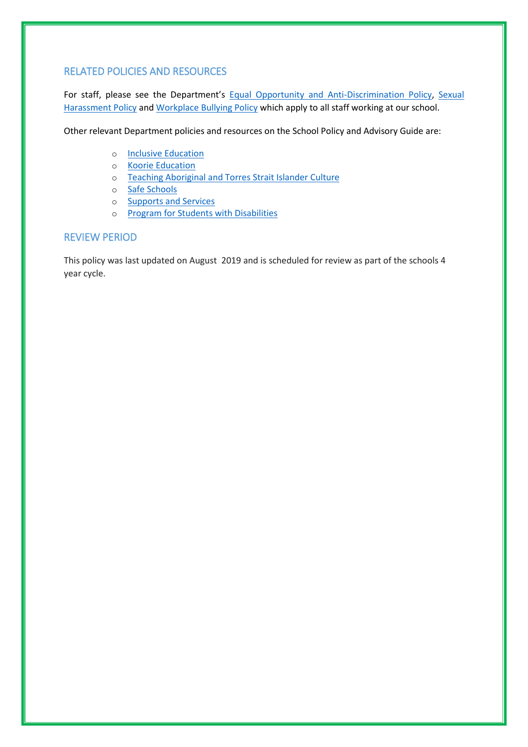## RELATED POLICIES AND RESOURCES

For staff, please see the Department's Equal Opportunity and Anti-Discrimination Policy, Sexual Harassment Policy and Workplace Bullying Policy which apply to all staff working at our school.

Other relevant Department policies and resources on the School Policy and Advisory Guide are:

- Inclusive Education
- Koorie Education
- Teaching Aboriginal and Torres Strait Islander Culture
- Safe Schools
- Supports and Services
- Program for Students with Disabilities

## REVIEW PERIOD

This policy was last updated on August 2019 and is scheduled for review as part of the schools 4 year cycle.